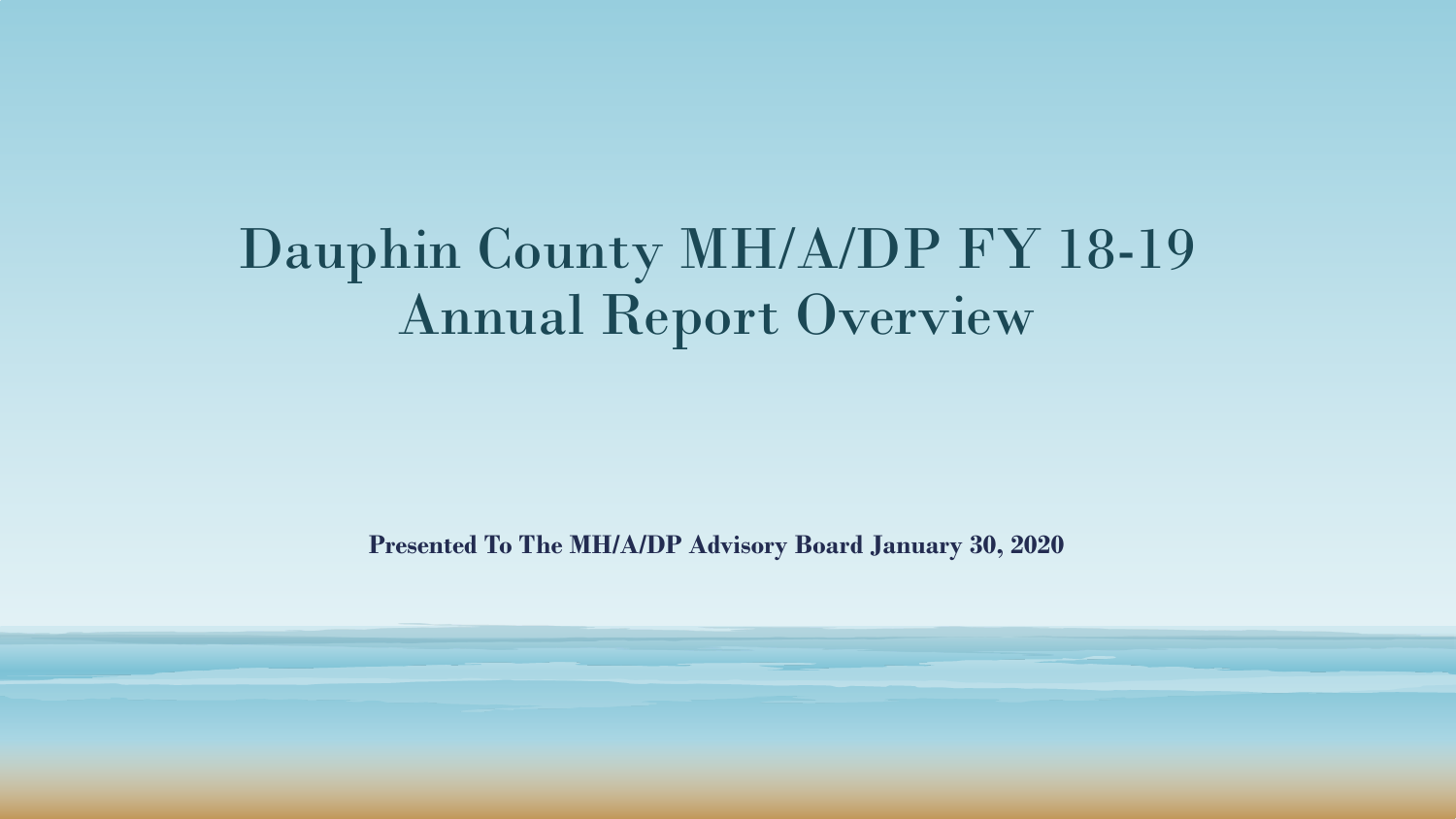# Dauphin County MH/A/DP FY 18-19 Annual Report Overview

**Presented To The MH/A/DP Advisory Board January 30, 2020**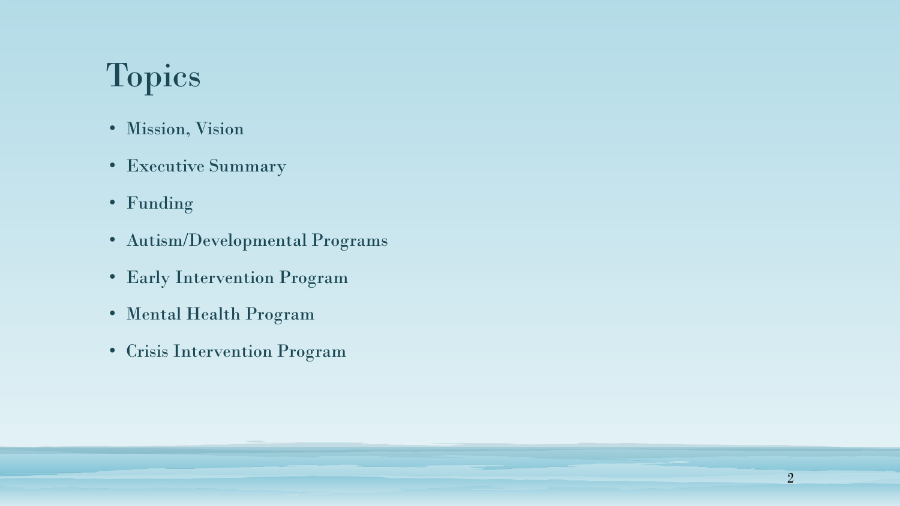# Topics

- Mission, Vision
- Executive Summary
- Funding
- Autism/Developmental Programs
- Early Intervention Program
- Mental Health Program
- Crisis Intervention Program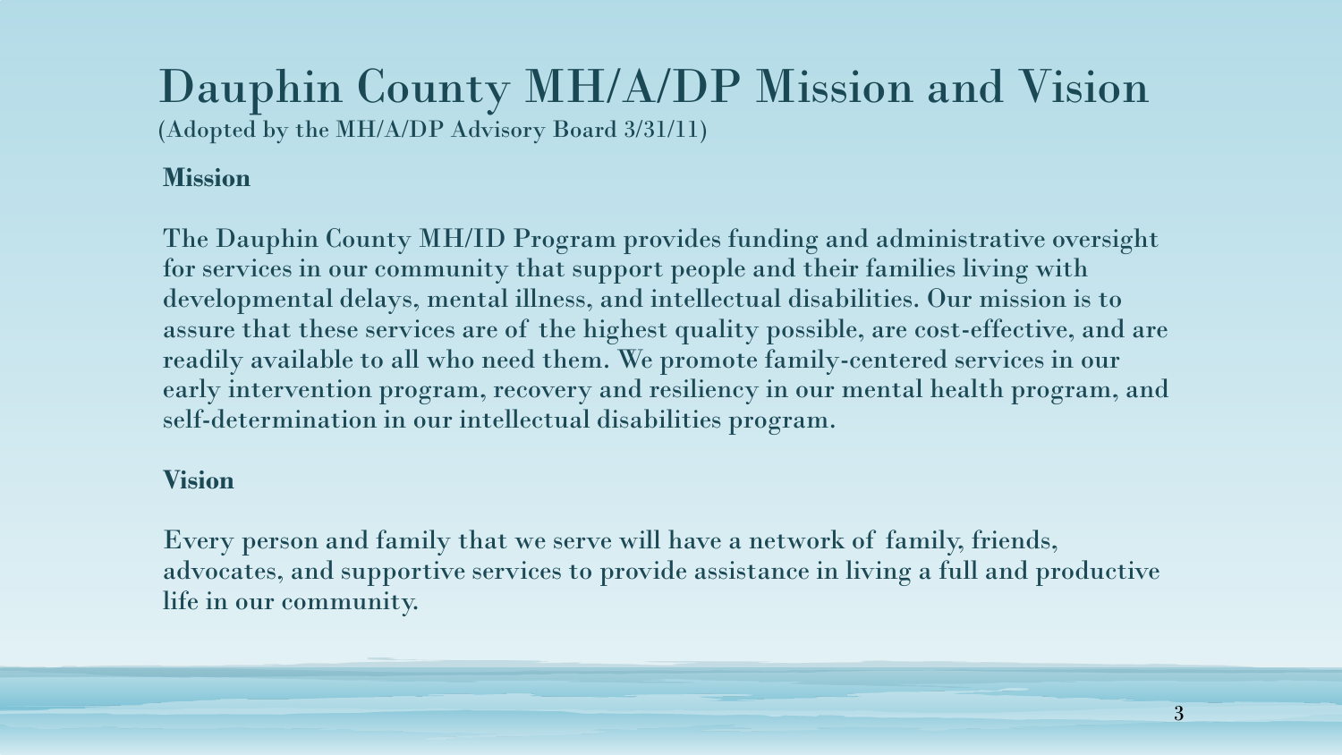# Dauphin County MH/A/DP Mission and Vision

(Adopted by the MH/A/DP Advisory Board 3/31/11)

**Mission**

The Dauphin County MH/ID Program provides funding and administrative oversight for services in our community that support people and their families living with developmental delays, mental illness, and intellectual disabilities. Our mission is to assure that these services are of the highest quality possible, are cost-effective, and are readily available to all who need them. We promote family-centered services in our early intervention program, recovery and resiliency in our mental health program, and self-determination in our intellectual disabilities program.

**Vision**

Every person and family that we serve will have a network of family, friends, advocates, and supportive services to provide assistance in living a full and productive life in our community.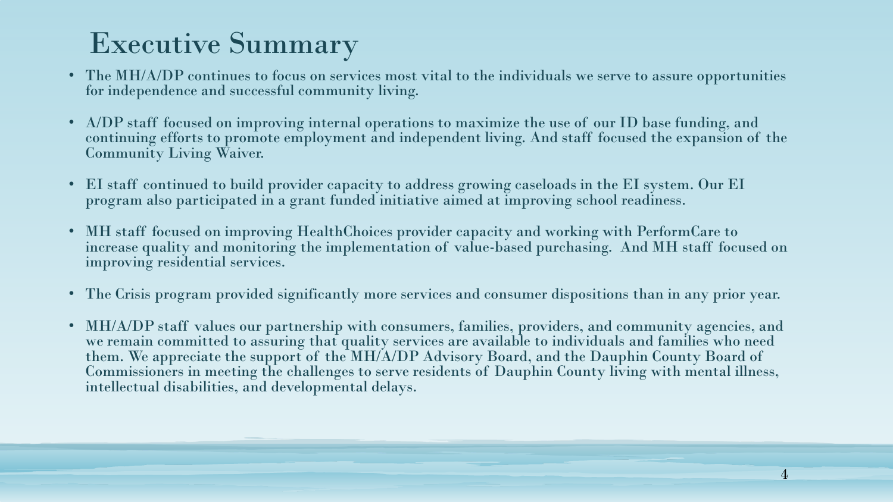# Executive Summary

- The MH/A/DP continues to focus on services most vital to the individuals we serve to assure opportunities for independence and successful community living.
- A/DP staff focused on improving internal operations to maximize the use of our ID base funding, and continuing efforts to promote employment and independent living. And staff focused the expansion of the Community Living Waiver.
- EI staff continued to build provider capacity to address growing caseloads in the EI system. Our EI program also participated in a grant funded initiative aimed at improving school readiness.
- MH staff focused on improving HealthChoices provider capacity and working with PerformCare to increase quality and monitoring the implementation of value-based purchasing. And MH staff focused on improving residential services.
- The Crisis program provided significantly more services and consumer dispositions than in any prior year.
- MH/A/DP staff values our partnership with consumers, families, providers, and community agencies, and we remain committed to assuring that quality services are available to individuals and families who need them. We appreciate the support of the MH/A/DP Advisory Board, and the Dauphin County Board of Commissioners in meeting the challenges to serve residents of Dauphin County living with mental illness, intellectual disabilities, and developmental delays.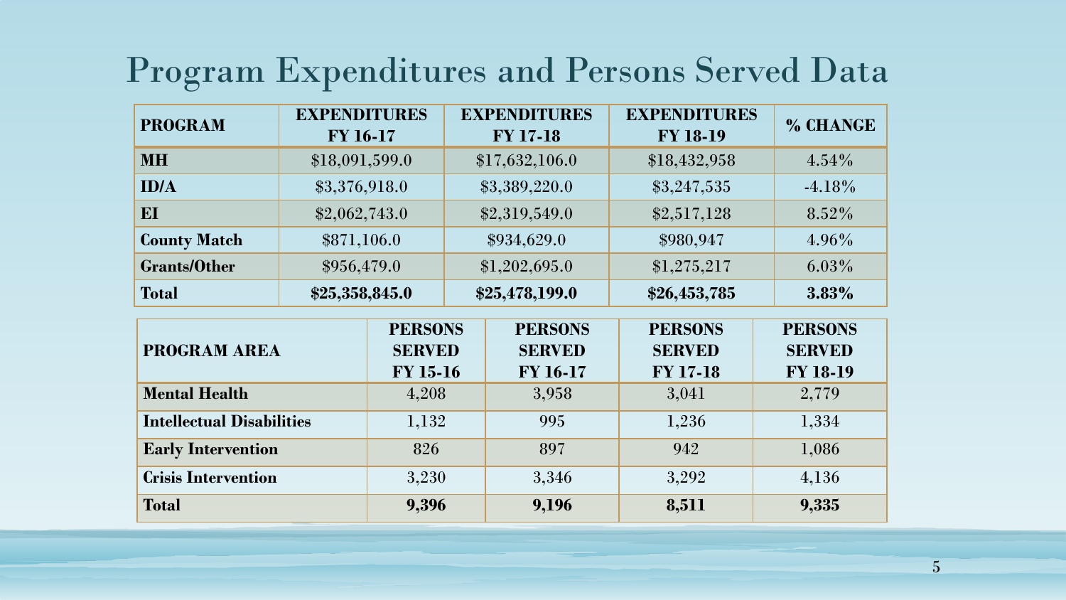# Program Expenditures and Persons Served Data

| PROGRAM | EXPENDITURES FY 16-17 | EXPENDITURES FY 17-18 | EXPENDITURES FY 18-19 | % CHANGE |
|---|---|---|---|---|
| **MH** | $18,091,599.0 | $17,632,106.0 | $18,432,958 | 4.54% |
| **ID/A** | $3,376,918.0 | $3,389,220.0 | $3,247,535 | -4.18% |
| **EI** | $2,062,743.0 | $2,319,549.0 | $2,517,128 | 8.52% |
| **County Match** | $871,106.0 | $934,629.0 | $980,947 | 4.96% |
| **Grants/Other** | $956,479.0 | $1,202,695.0 | $1,275,217 | 6.03% |
| **Total** | **$25,358,845.0** | **$25,478,199.0** | **$26,453,785** | **3.83%** |

| PROGRAM AREA | PERSONS SERVED FY 15-16 | PERSONS SERVED FY 16-17 | PERSONS SERVED FY 17-18 | PERSONS SERVED FY 18-19 |
|---|---|---|---|---|
| **Mental Health** | 4,208 | 3,958 | 3,041 | 2,779 |
| **Intellectual Disabilities** | 1,132 | 995 | 1,236 | 1,334 |
| **Early Intervention** | 826 | 897 | 942 | 1,086 |
| **Crisis Intervention** | 3,230 | 3,346 | 3,292 | 4,136 |
| **Total** | **9,396** | **9,196** | **8,511** | **9,335** |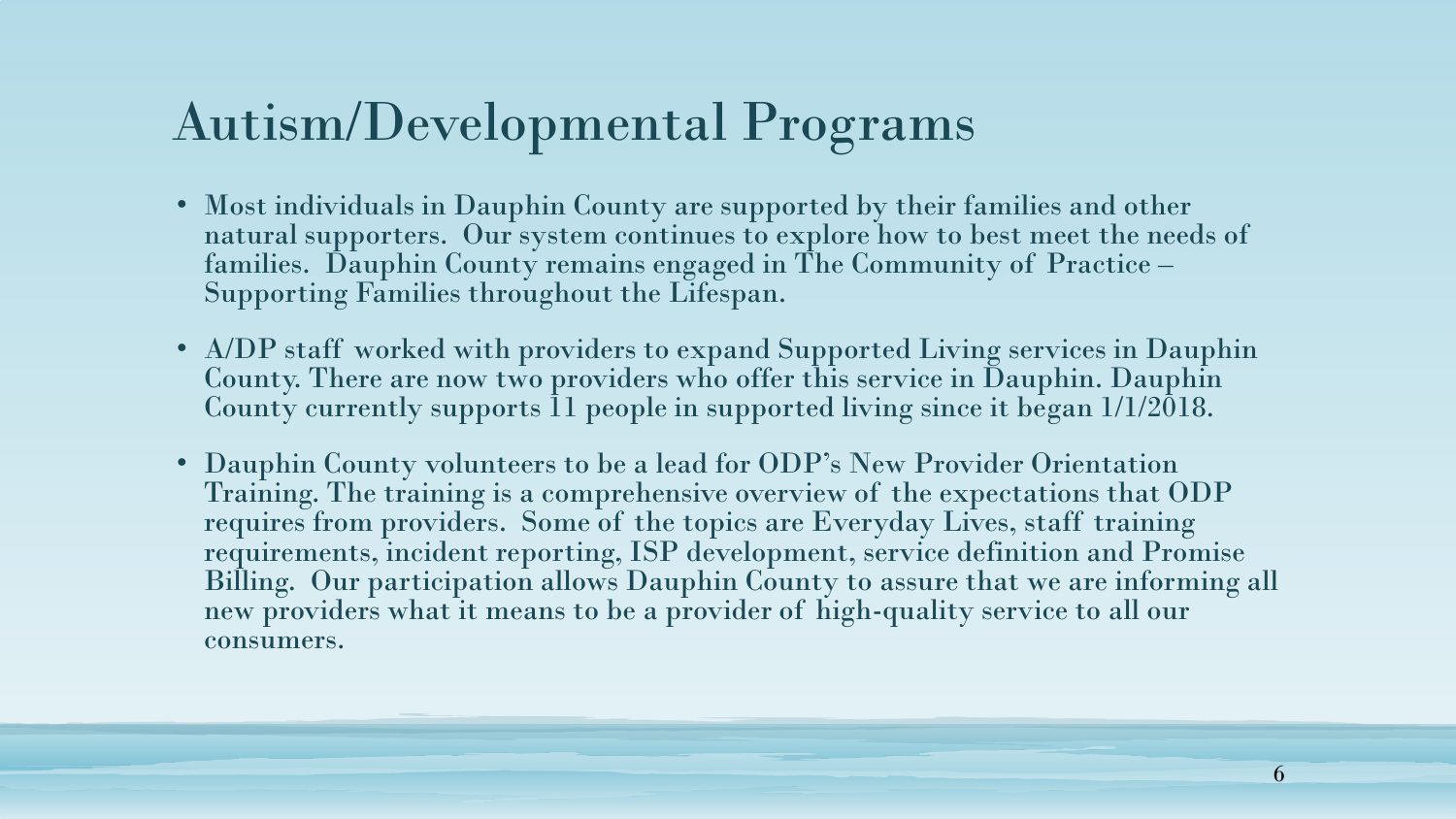# Autism/Developmental Programs

- Most individuals in Dauphin County are supported by their families and other natural supporters. Our system continues to explore how to best meet the needs of families. Dauphin County remains engaged in The Community of Practice – Supporting Families throughout the Lifespan.

- A/DP staff worked with providers to expand Supported Living services in Dauphin County. There are now two providers who offer this service in Dauphin. Dauphin County currently supports 11 people in supported living since it began 1/1/2018.

- Dauphin County volunteers to be a lead for ODP's New Provider Orientation Training. The training is a comprehensive overview of the expectations that ODP requires from providers. Some of the topics are Everyday Lives, staff training requirements, incident reporting, ISP development, service definition and Promise Billing. Our participation allows Dauphin County to assure that we are informing all new providers what it means to be a provider of high-quality service to all our consumers.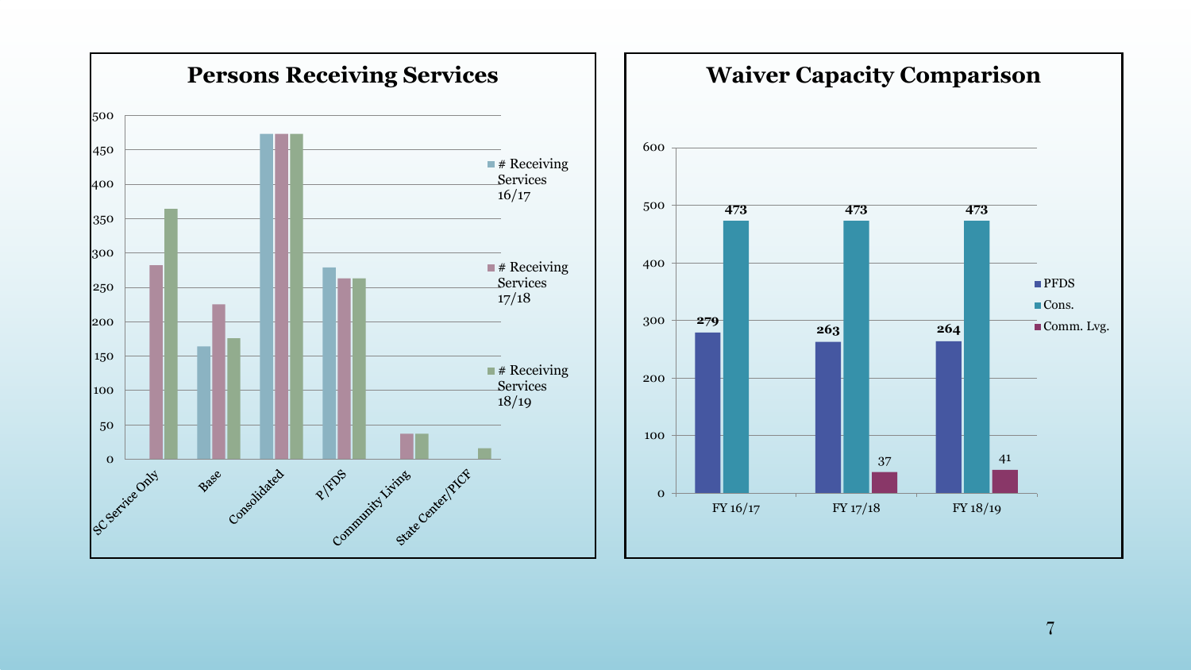## Persons Receiving Services

| | # Receiving Services 16/17 | # Receiving Services 17/18 | # Receiving Services 18/19 |
|---|---|---|---|
| SC Service Only | | 282 | 364 |
| Base | 164 | 225 | 176 |
| Consolidated | 473 | 473 | 473 |
| P/FDS | 279 | 263 | 263 |
| Community Living | | 37 | 37 |
| State Center/PICF | | | 16 |

## Waiver Capacity Comparison

| | PFDS | Cons. | Comm. Lvg. |
|---|---|---|---|
| FY 16/17 | 279 | 473 | |
| FY 17/18 | 263 | 473 | 37 |
| FY 18/19 | 264 | 473 | 41 |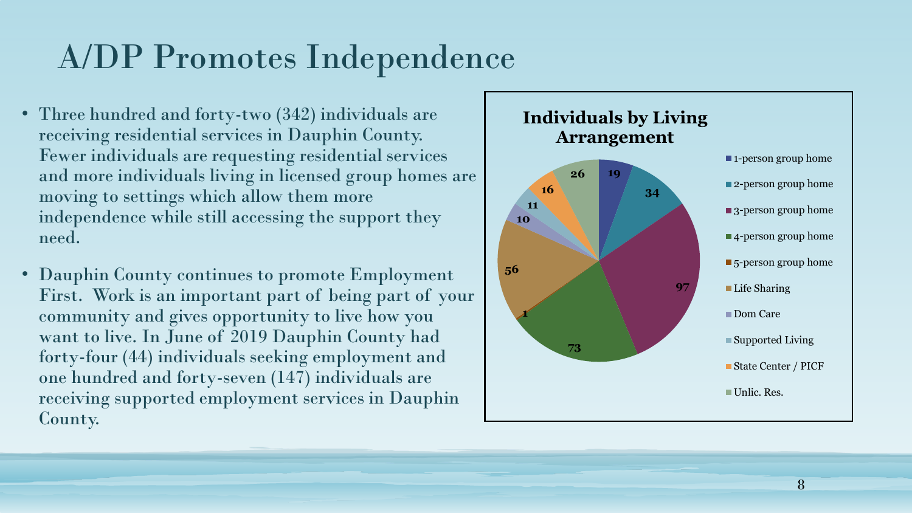# A/DP Promotes Independence

- Three hundred and forty-two (342) individuals are receiving residential services in Dauphin County. Fewer individuals are requesting residential services and more individuals living in licensed group homes are moving to settings which allow them more independence while still accessing the support they need.
- Dauphin County continues to promote Employment First. Work is an important part of being part of your community and gives opportunity to live how you want to live. In June of 2019 Dauphin County had forty-four (44) individuals seeking employment and one hundred and forty-seven (147) individuals are receiving supported employment services in Dauphin County.

**Individuals by Living Arrangement**

| Living Arrangement | Individuals |
|---|---|
| 1-person group home | 19 |
| 2-person group home | 34 |
| 3-person group home | 97 |
| 4-person group home | 73 |
| 5-person group home | 1 |
| Life Sharing | 56 |
| Dom Care | 10 |
| Supported Living | 11 |
| State Center / PICF | 16 |
| Unlic. Res. | 26 |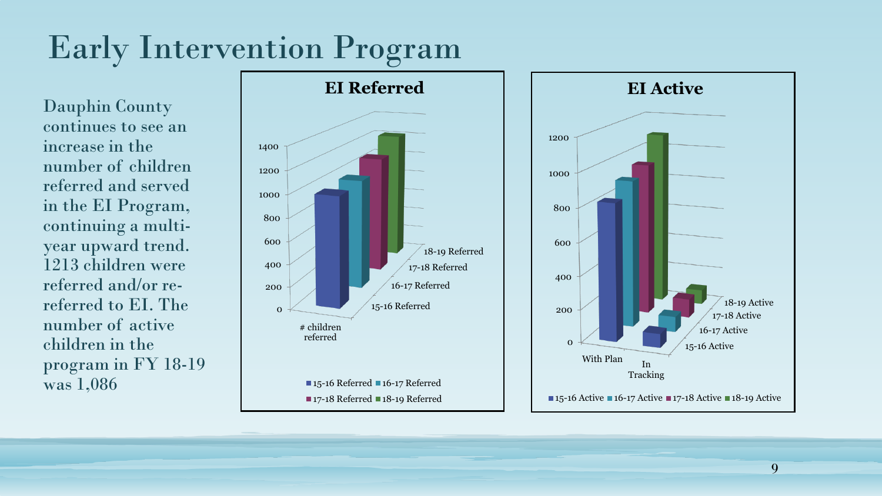# Early Intervention Program

Dauphin County continues to see an increase in the number of children referred and served in the EI Program, continuing a multi-year upward trend. 1213 children were referred and/or re-referred to EI. The number of active children in the program in FY 18-19 was 1,086

**EI Referred**

1400
1200
1000
800
600
400
200
0

# children referred

18-19 Referred
17-18 Referred
16-17 Referred
15-16 Referred

15-16 Referred, 16-17 Referred, 17-18 Referred, 18-19 Referred

**EI Active**

1200
1000
800
600
400
200
0

With Plan
In Tracking

18-19 Active
17-18 Active
16-17 Active
15-16 Active

15-16 Active, 16-17 Active, 17-18 Active, 18-19 Active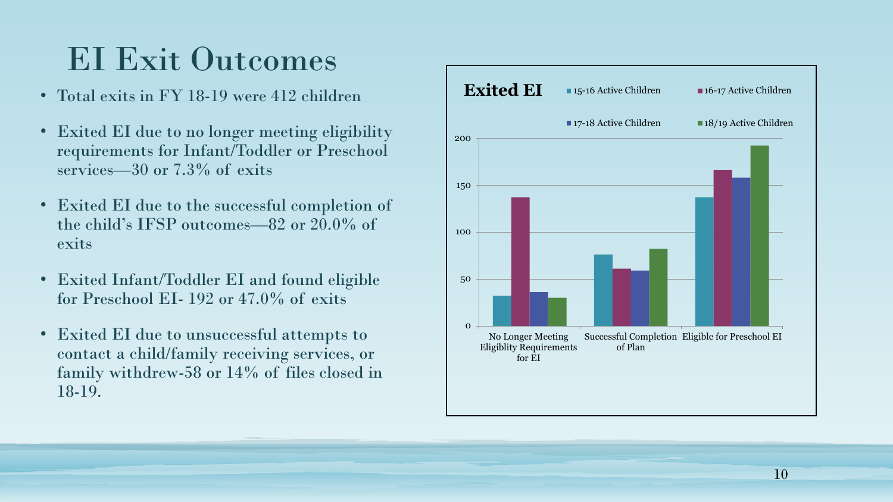# EI Exit Outcomes

- Total exits in FY 18-19 were 412 children
- Exited EI due to no longer meeting eligibility requirements for Infant/Toddler or Preschool services—30 or 7.3% of exits
- Exited EI due to the successful completion of the child's IFSP outcomes—82 or 20.0% of exits
- Exited Infant/Toddler EI and found eligible for Preschool EI- 192 or 47.0% of exits
- Exited EI due to unsuccessful attempts to contact a child/family receiving services, or family withdrew-58 or 14% of files closed in 18-19.

**Exited EI**

Legend: 15-16 Active Children; 16-17 Active Children; 17-18 Active Children; 18/19 Active Children

Categories: No Longer Meeting Eligiblity Requirements for EI; Successful Completion of Plan; Eligible for Preschool EI

Y-axis: 0, 50, 100, 150, 200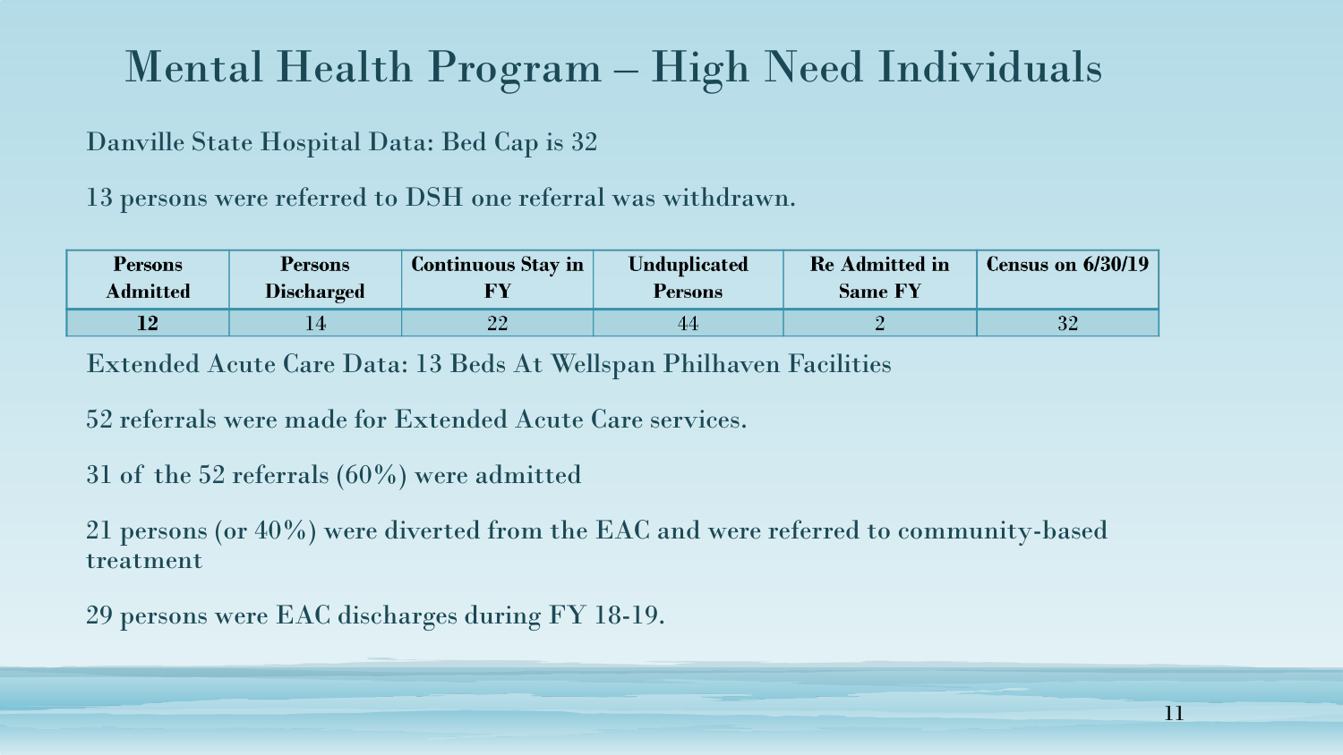# Mental Health Program – High Need Individuals

Danville State Hospital Data: Bed Cap is 32

13 persons were referred to DSH one referral was withdrawn.

| Persons Admitted | Persons Discharged | Continuous Stay in FY | Unduplicated Persons | Re Admitted in Same FY | Census on 6/30/19 |
|---|---|---|---|---|---|
| **12** | 14 | 22 | 44 | 2 | 32 |

Extended Acute Care Data: 13 Beds At Wellspan Philhaven Facilities

52 referrals were made for Extended Acute Care services.

31 of the 52 referrals (60%) were admitted

21 persons (or 40%) were diverted from the EAC and were referred to community-based treatment

29 persons were EAC discharges during FY 18-19.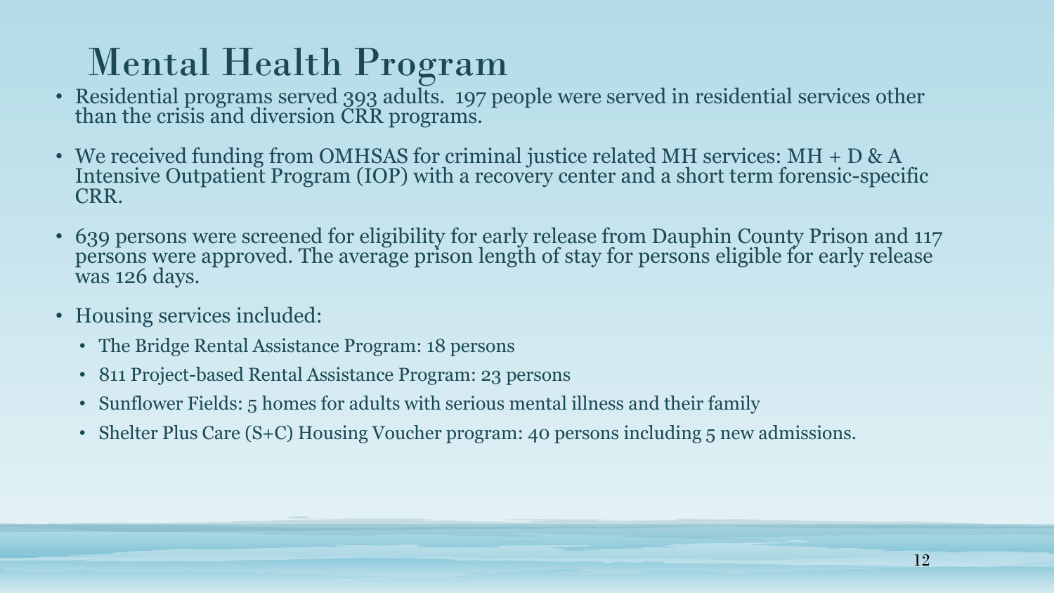# Mental Health Program

- Residential programs served 393 adults. 197 people were served in residential services other than the crisis and diversion CRR programs.
- We received funding from OMHSAS for criminal justice related MH services: MH + D & A Intensive Outpatient Program (IOP) with a recovery center and a short term forensic-specific CRR.
- 639 persons were screened for eligibility for early release from Dauphin County Prison and 117 persons were approved. The average prison length of stay for persons eligible for early release was 126 days.
- Housing services included:
  - The Bridge Rental Assistance Program: 18 persons
  - 811 Project-based Rental Assistance Program: 23 persons
  - Sunflower Fields: 5 homes for adults with serious mental illness and their family
  - Shelter Plus Care (S+C) Housing Voucher program: 40 persons including 5 new admissions.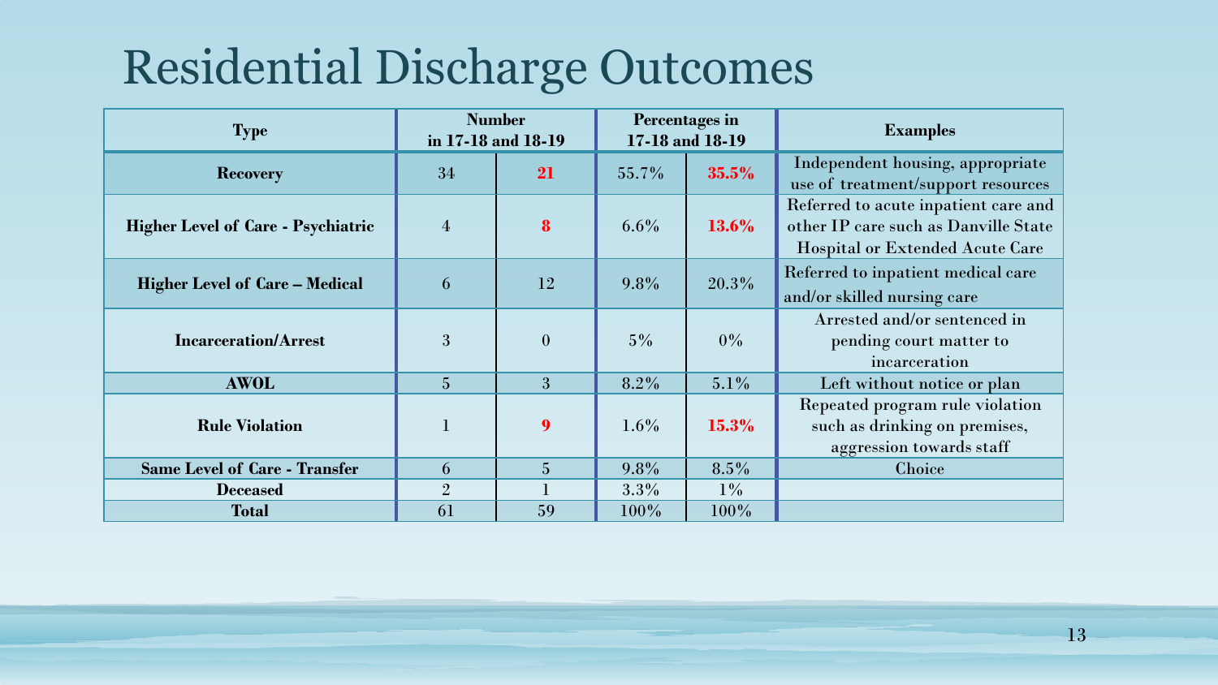# Residential Discharge Outcomes

| Type | Number in 17-18 and 18-19 | | Percentages in 17-18 and 18-19 | | Examples |
|---|---|---|---|---|---|
| **Recovery** | 34 | **21** | 55.7% | **35.5%** | Independent housing, appropriate use of treatment/support resources |
| **Higher Level of Care - Psychiatric** | 4 | **8** | 6.6% | **13.6%** | Referred to acute inpatient care and other IP care such as Danville State Hospital or Extended Acute Care |
| **Higher Level of Care – Medical** | 6 | 12 | 9.8% | 20.3% | Referred to inpatient medical care and/or skilled nursing care |
| **Incarceration/Arrest** | 3 | 0 | 5% | 0% | Arrested and/or sentenced in pending court matter to incarceration |
| **AWOL** | 5 | 3 | 8.2% | 5.1% | Left without notice or plan |
| **Rule Violation** | 1 | **9** | 1.6% | **15.3%** | Repeated program rule violation such as drinking on premises, aggression towards staff |
| **Same Level of Care - Transfer** | 6 | 5 | 9.8% | 8.5% | Choice |
| **Deceased** | 2 | 1 | 3.3% | 1% | |
| **Total** | 61 | 59 | 100% | 100% | |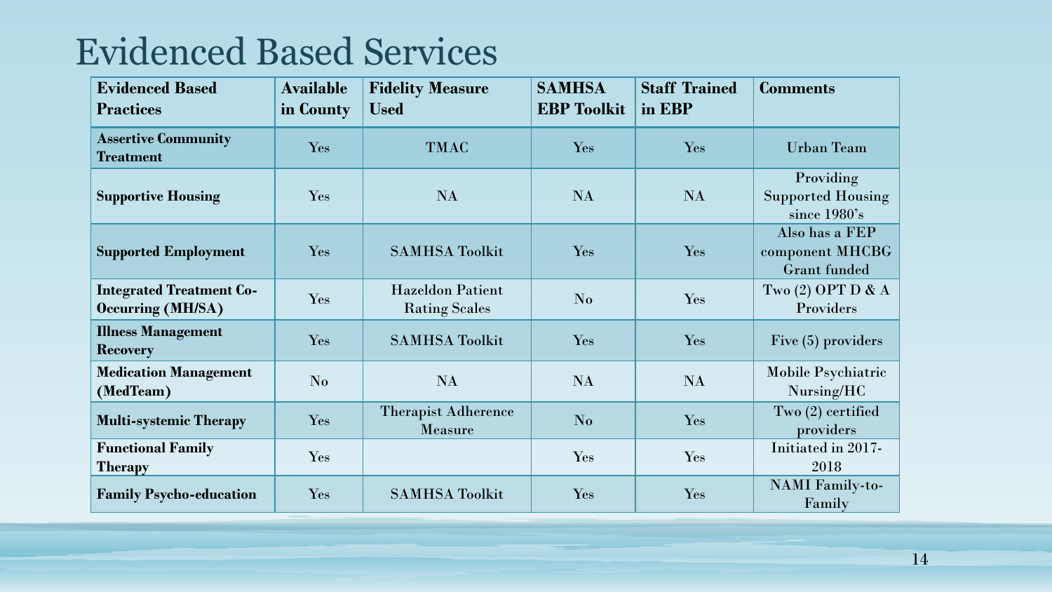# Evidenced Based Services

| Evidenced Based Practices | Available in County | Fidelity Measure Used | SAMHSA EBP Toolkit | Staff Trained in EBP | Comments |
|---|---|---|---|---|---|
| **Assertive Community Treatment** | Yes | TMAC | Yes | Yes | Urban Team |
| **Supportive Housing** | Yes | NA | NA | NA | Providing Supported Housing since 1980's |
| **Supported Employment** | Yes | SAMHSA Toolkit | Yes | Yes | Also has a FEP component MHCBG Grant funded |
| **Integrated Treatment Co-Occurring (MH/SA)** | Yes | Hazeldon Patient Rating Scales | No | Yes | Two (2) OPT D & A Providers |
| **Illness Management Recovery** | Yes | SAMHSA Toolkit | Yes | Yes | Five (5) providers |
| **Medication Management (MedTeam)** | No | NA | NA | NA | Mobile Psychiatric Nursing/HC |
| **Multi-systemic Therapy** | Yes | Therapist Adherence Measure | No | Yes | Two (2) certified providers |
| **Functional Family Therapy** | Yes | | Yes | Yes | Initiated in 2017-2018 |
| **Family Psycho-education** | Yes | SAMHSA Toolkit | Yes | Yes | NAMI Family-to-Family |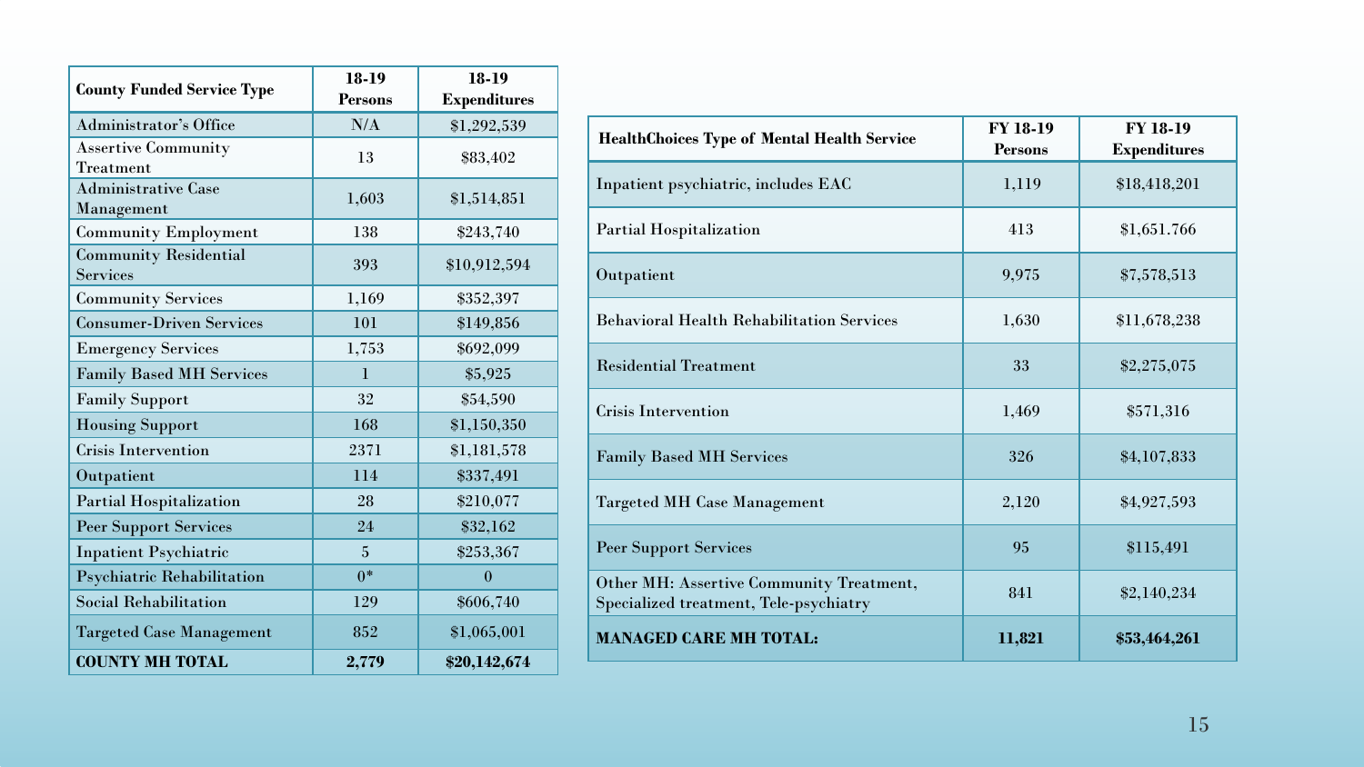| County Funded Service Type | 18-19 Persons | 18-19 Expenditures |
|---|---|---|
| Administrator's Office | N/A | $1,292,539 |
| Assertive Community Treatment | 13 | $83,402 |
| Administrative Case Management | 1,603 | $1,514,851 |
| Community Employment | 138 | $243,740 |
| Community Residential Services | 393 | $10,912,594 |
| Community Services | 1,169 | $352,397 |
| Consumer-Driven Services | 101 | $149,856 |
| Emergency Services | 1,753 | $692,099 |
| Family Based MH Services | 1 | $5,925 |
| Family Support | 32 | $54,590 |
| Housing Support | 168 | $1,150,350 |
| Crisis Intervention | 2371 | $1,181,578 |
| Outpatient | 114 | $337,491 |
| Partial Hospitalization | 28 | $210,077 |
| Peer Support Services | 24 | $32,162 |
| Inpatient Psychiatric | 5 | $253,367 |
| Psychiatric Rehabilitation | 0* | 0 |
| Social Rehabilitation | 129 | $606,740 |
| Targeted Case Management | 852 | $1,065,001 |
| **COUNTY MH TOTAL** | **2,779** | **$20,142,674** |

| HealthChoices Type of Mental Health Service | FY 18-19 Persons | FY 18-19 Expenditures |
|---|---|---|
| Inpatient psychiatric, includes EAC | 1,119 | $18,418,201 |
| Partial Hospitalization | 413 | $1,651.766 |
| Outpatient | 9,975 | $7,578,513 |
| Behavioral Health Rehabilitation Services | 1,630 | $11,678,238 |
| Residential Treatment | 33 | $2,275,075 |
| Crisis Intervention | 1,469 | $571,316 |
| Family Based MH Services | 326 | $4,107,833 |
| Targeted MH Case Management | 2,120 | $4,927,593 |
| Peer Support Services | 95 | $115,491 |
| Other MH: Assertive Community Treatment, Specialized treatment, Tele-psychiatry | 841 | $2,140,234 |
| **MANAGED CARE MH TOTAL:** | **11,821** | **$53,464,261** |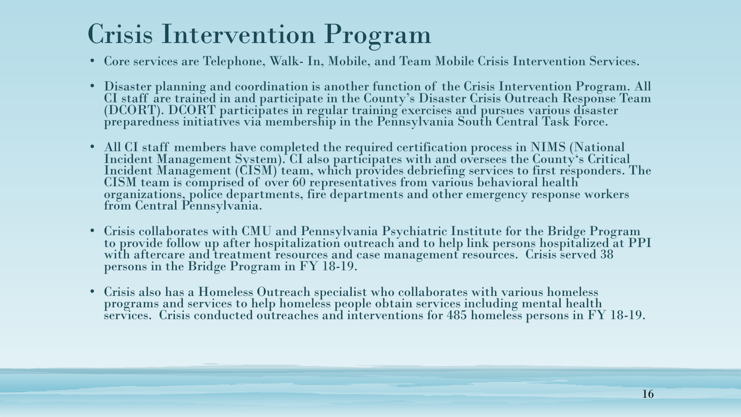# Crisis Intervention Program

- Core services are Telephone, Walk- In, Mobile, and Team Mobile Crisis Intervention Services.
- Disaster planning and coordination is another function of the Crisis Intervention Program. All CI staff are trained in and participate in the County's Disaster Crisis Outreach Response Team (DCORT). DCORT participates in regular training exercises and pursues various disaster preparedness initiatives via membership in the Pennsylvania South Central Task Force.
- All CI staff members have completed the required certification process in NIMS (National Incident Management System). CI also participates with and oversees the County's Critical Incident Management (CISM) team, which provides debriefing services to first responders. The CISM team is comprised of over 60 representatives from various behavioral health organizations, police departments, fire departments and other emergency response workers from Central Pennsylvania.
- Crisis collaborates with CMU and Pennsylvania Psychiatric Institute for the Bridge Program to provide follow up after hospitalization outreach and to help link persons hospitalized at PPI with aftercare and treatment resources and case management resources. Crisis served 38 persons in the Bridge Program in FY 18-19.
- Crisis also has a Homeless Outreach specialist who collaborates with various homeless programs and services to help homeless people obtain services including mental health services. Crisis conducted outreaches and interventions for 485 homeless persons in FY 18-19.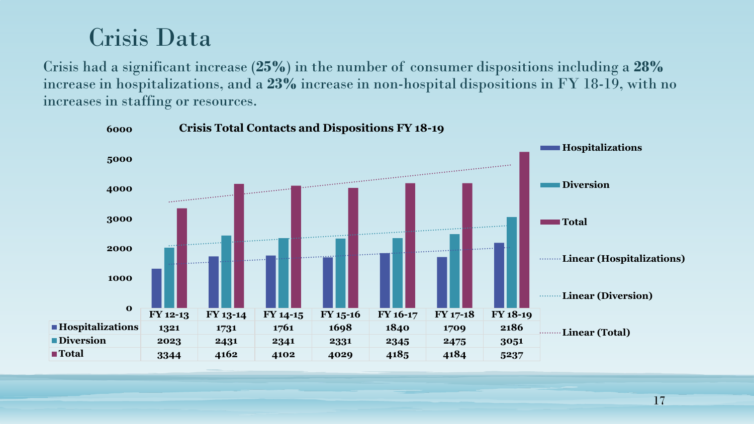# Crisis Data

Crisis had a significant increase (**25%**) in the number of consumer dispositions including a **28%** increase in hospitalizations, and a **23%** increase in non-hospital dispositions in FY 18-19, with no increases in staffing or resources.

**Crisis Total Contacts and Dispositions FY 18-19**

| | FY 12-13 | FY 13-14 | FY 14-15 | FY 15-16 | FY 16-17 | FY 17-18 | FY 18-19 |
|---|---|---|---|---|---|---|---|
| Hospitalizations | 1321 | 1731 | 1761 | 1698 | 1840 | 1709 | 2186 |
| Diversion | 2023 | 2431 | 2341 | 2331 | 2345 | 2475 | 3051 |
| Total | 3344 | 4162 | 4102 | 4029 | 4185 | 4184 | 5237 |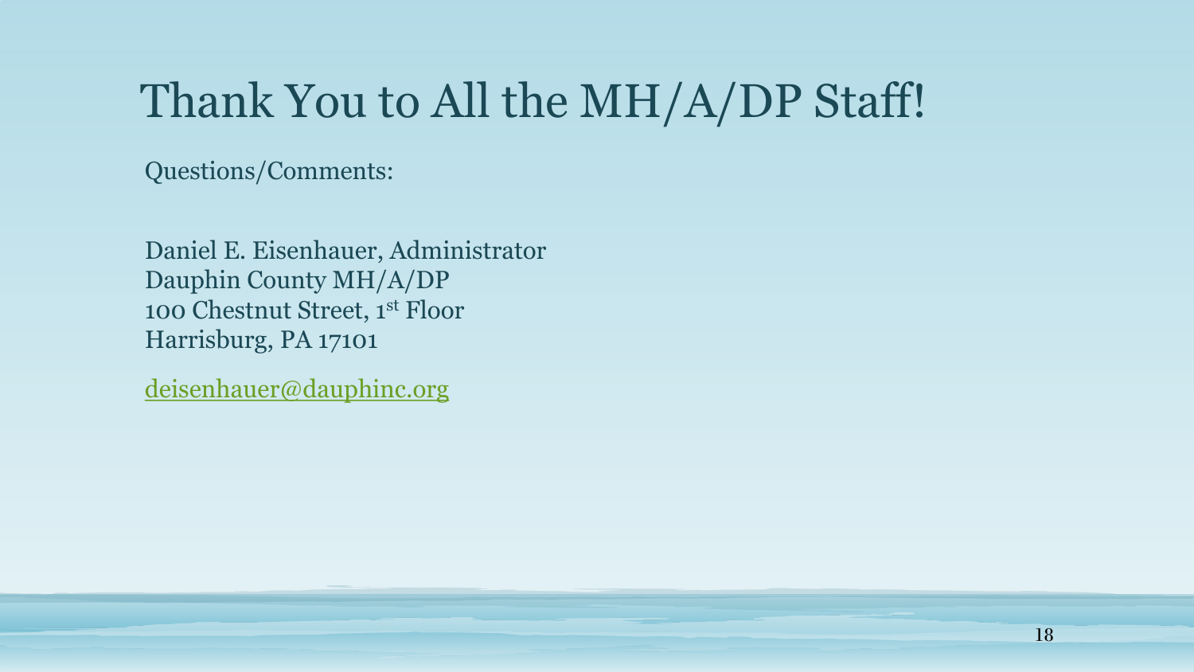# Thank You to All the MH/A/DP Staff!

Questions/Comments:

Daniel E. Eisenhauer, Administrator
Dauphin County MH/A/DP
100 Chestnut Street, 1st Floor
Harrisburg, PA 17101

deisenhauer@dauphinc.org